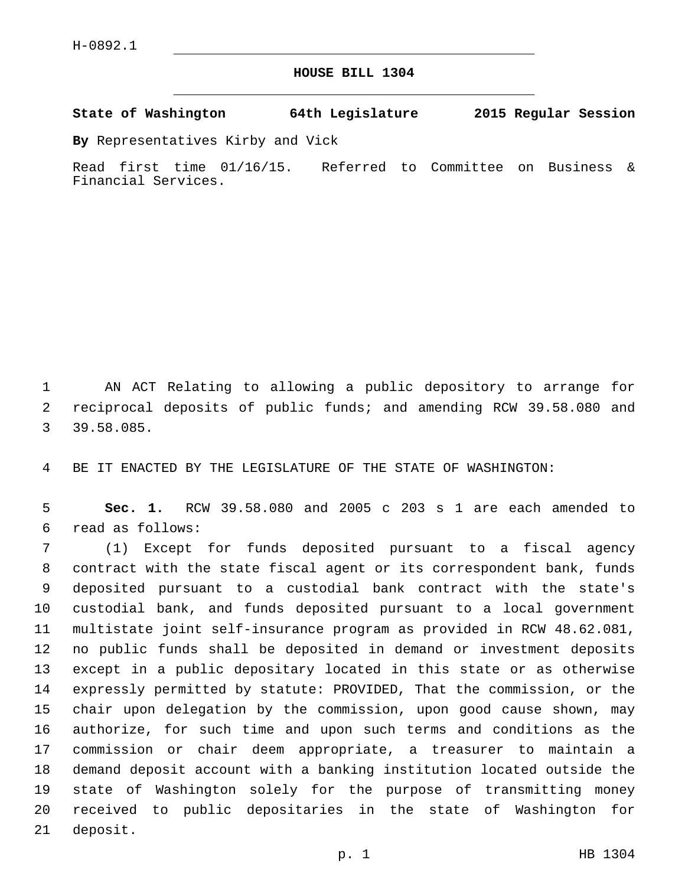H-0892.1

# HOUSE BILL 1304

**State of Washington 64th Legislature 2015 Regular Session**

**By** Representatives Kirby and Vick

Read first time 01/16/15. Referred to Committee on Business & Financial Services.

AN ACT Relating to allowing a public depository to arrange for reciprocal deposits of public funds; and amending RCW 39.58.080 and 39.58.085.

BE IT ENACTED BY THE LEGISLATURE OF THE STATE OF WASHINGTON:

**Sec. 1.** RCW 39.58.080 and 2005 c 203 s 1 are each amended to read as follows:

(1) Except for funds deposited pursuant to a fiscal agency contract with the state fiscal agent or its correspondent bank, funds deposited pursuant to a custodial bank contract with the state's custodial bank, and funds deposited pursuant to a local government multistate joint self-insurance program as provided in RCW 48.62.081, no public funds shall be deposited in demand or investment deposits except in a public depositary located in this state or as otherwise expressly permitted by statute: PROVIDED, That the commission, or the chair upon delegation by the commission, upon good cause shown, may authorize, for such time and upon such terms and conditions as the commission or chair deem appropriate, a treasurer to maintain a demand deposit account with a banking institution located outside the state of Washington solely for the purpose of transmitting money received to public depositaries in the state of Washington for deposit.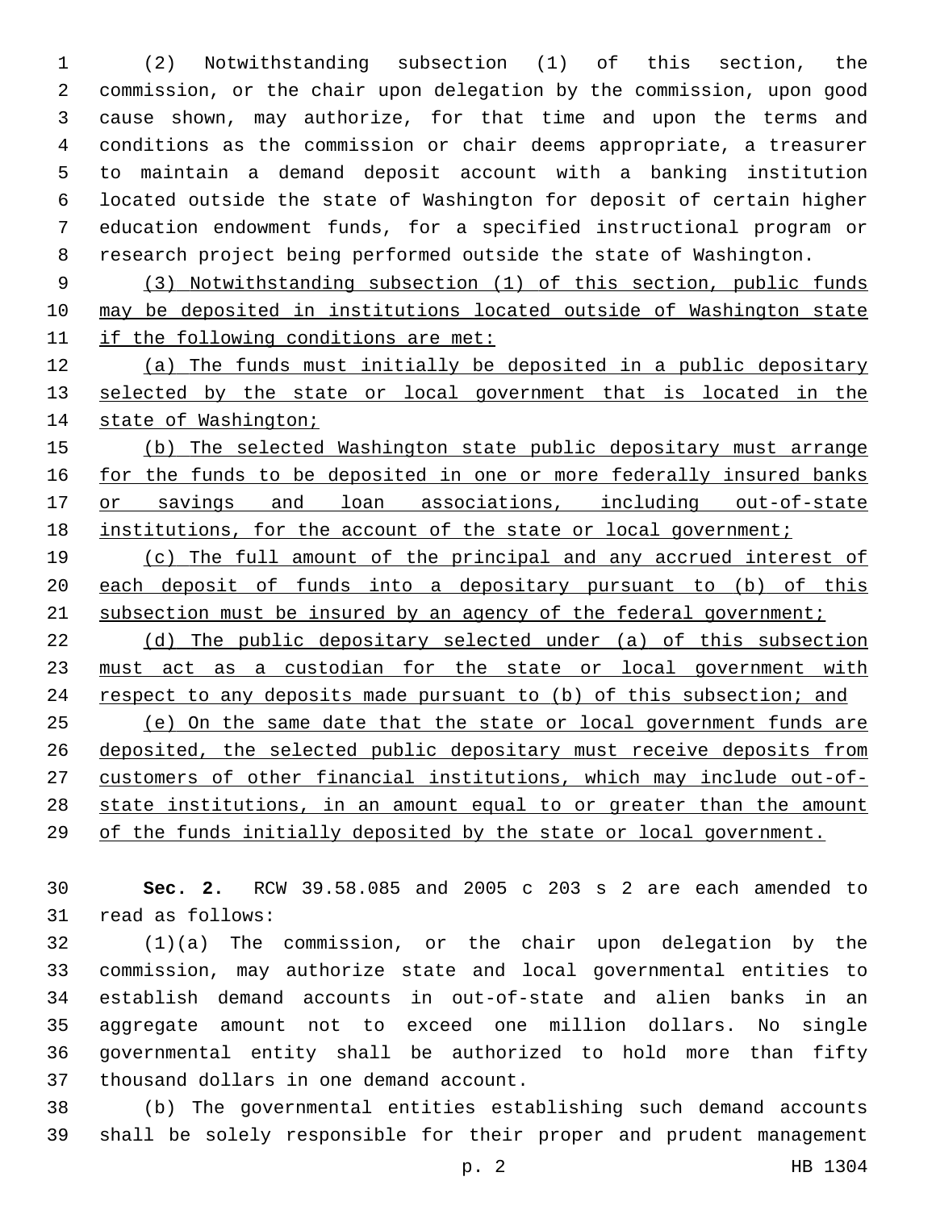(2) Notwithstanding subsection (1) of this section, the commission, or the chair upon delegation by the commission, upon good cause shown, may authorize, for that time and upon the terms and conditions as the commission or chair deems appropriate, a treasurer to maintain a demand deposit account with a banking institution located outside the state of Washington for deposit of certain higher education endowment funds, for a specified instructional program or research project being performed outside the state of Washington.

<u>(3) Notwithstanding subsection (1) of this section, public funds may be deposited in institutions located outside of Washington state if the following conditions are met:</u>

<u>(a) The funds must initially be deposited in a public depositary selected by the state or local government that is located in the state of Washington;</u>

<u>(b) The selected Washington state public depositary must arrange for the funds to be deposited in one or more federally insured banks or savings and loan associations, including out-of-state institutions, for the account of the state or local government;</u>

<u>(c) The full amount of the principal and any accrued interest of each deposit of funds into a depositary pursuant to (b) of this subsection must be insured by an agency of the federal government;</u>

<u>(d) The public depositary selected under (a) of this subsection must act as a custodian for the state or local government with respect to any deposits made pursuant to (b) of this subsection; and</u>

<u>(e) On the same date that the state or local government funds are deposited, the selected public depositary must receive deposits from customers of other financial institutions, which may include out-of-state institutions, in an amount equal to or greater than the amount of the funds initially deposited by the state or local government.</u>

**Sec. 2.** RCW 39.58.085 and 2005 c 203 s 2 are each amended to read as follows:

(1)(a) The commission, or the chair upon delegation by the commission, may authorize state and local governmental entities to establish demand accounts in out-of-state and alien banks in an aggregate amount not to exceed one million dollars. No single governmental entity shall be authorized to hold more than fifty thousand dollars in one demand account.

(b) The governmental entities establishing such demand accounts shall be solely responsible for their proper and prudent management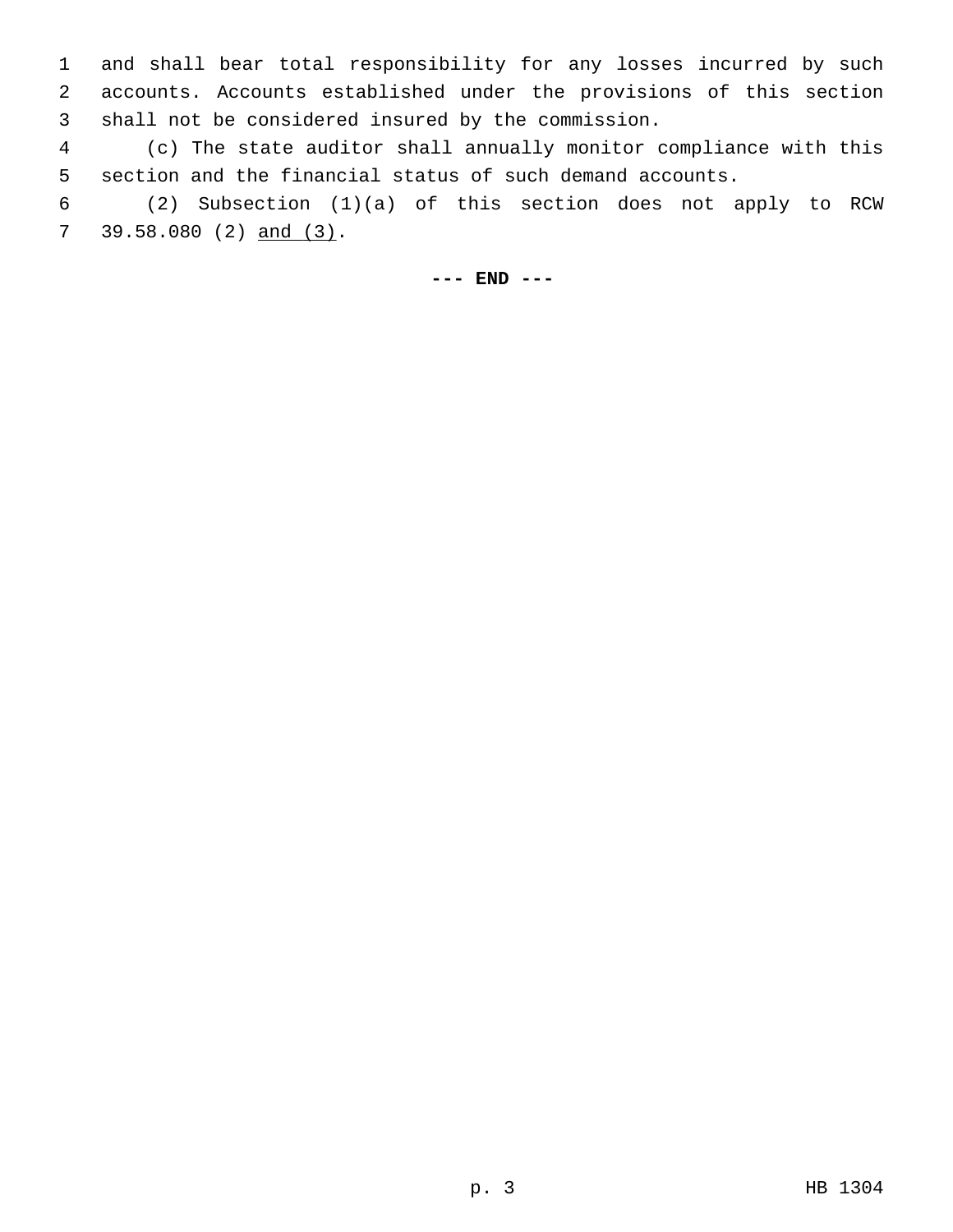and shall bear total responsibility for any losses incurred by such accounts. Accounts established under the provisions of this section shall not be considered insured by the commission.

(c) The state auditor shall annually monitor compliance with this section and the financial status of such demand accounts.

(2) Subsection (1)(a) of this section does not apply to RCW 39.58.080 (2) <u>and (3)</u>.

**--- END ---**